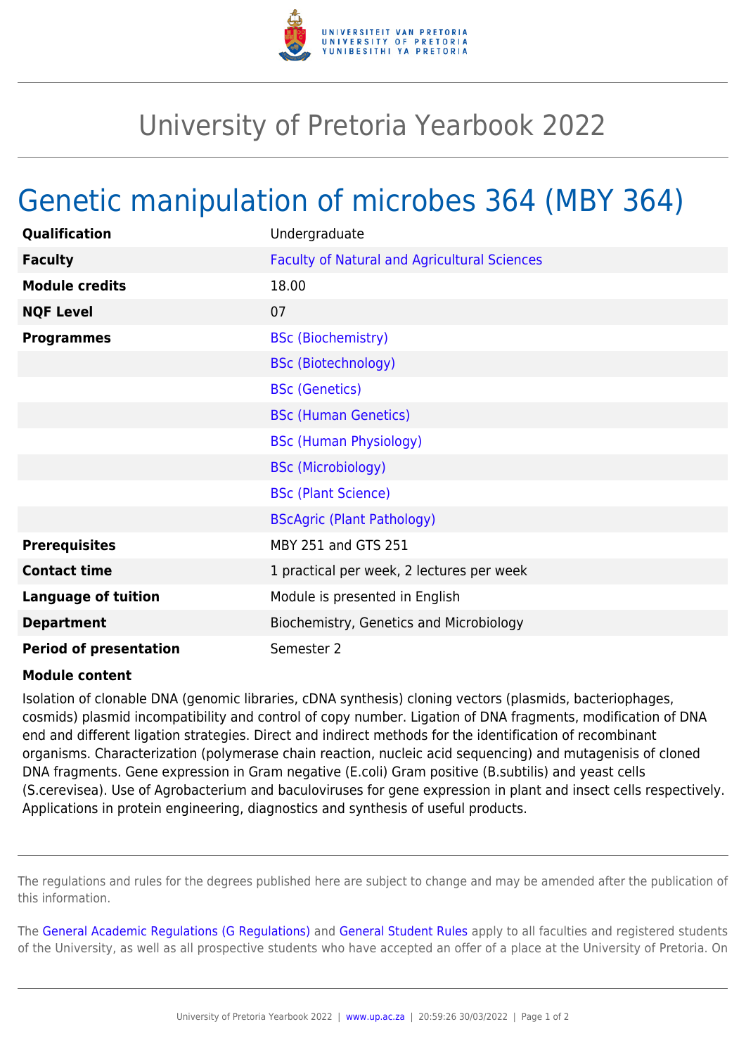# University of Pretoria Yearbook 2022

## Genetic manipulation of microbes 364 (MBY 364)

| | |
|---|---|
| **Qualification** | Undergraduate |
| **Faculty** | Faculty of Natural and Agricultural Sciences |
| **Module credits** | 18.00 |
| **NQF Level** | 07 |
| **Programmes** | BSc (Biochemistry) |
| | BSc (Biotechnology) |
| | BSc (Genetics) |
| | BSc (Human Genetics) |
| | BSc (Human Physiology) |
| | BSc (Microbiology) |
| | BSc (Plant Science) |
| | BScAgric (Plant Pathology) |
| **Prerequisites** | MBY 251 and GTS 251 |
| **Contact time** | 1 practical per week, 2 lectures per week |
| **Language of tuition** | Module is presented in English |
| **Department** | Biochemistry, Genetics and Microbiology |
| **Period of presentation** | Semester 2 |

**Module content**

Isolation of clonable DNA (genomic libraries, cDNA synthesis) cloning vectors (plasmids, bacteriophages, cosmids) plasmid incompatibility and control of copy number. Ligation of DNA fragments, modification of DNA end and different ligation strategies. Direct and indirect methods for the identification of recombinant organisms. Characterization (polymerase chain reaction, nucleic acid sequencing) and mutagenisis of cloned DNA fragments. Gene expression in Gram negative (E.coli) Gram positive (B.subtilis) and yeast cells (S.cerevisea). Use of Agrobacterium and baculoviruses for gene expression in plant and insect cells respectively. Applications in protein engineering, diagnostics and synthesis of useful products.

The regulations and rules for the degrees published here are subject to change and may be amended after the publication of this information.

The General Academic Regulations (G Regulations) and General Student Rules apply to all faculties and registered students of the University, as well as all prospective students who have accepted an offer of a place at the University of Pretoria. On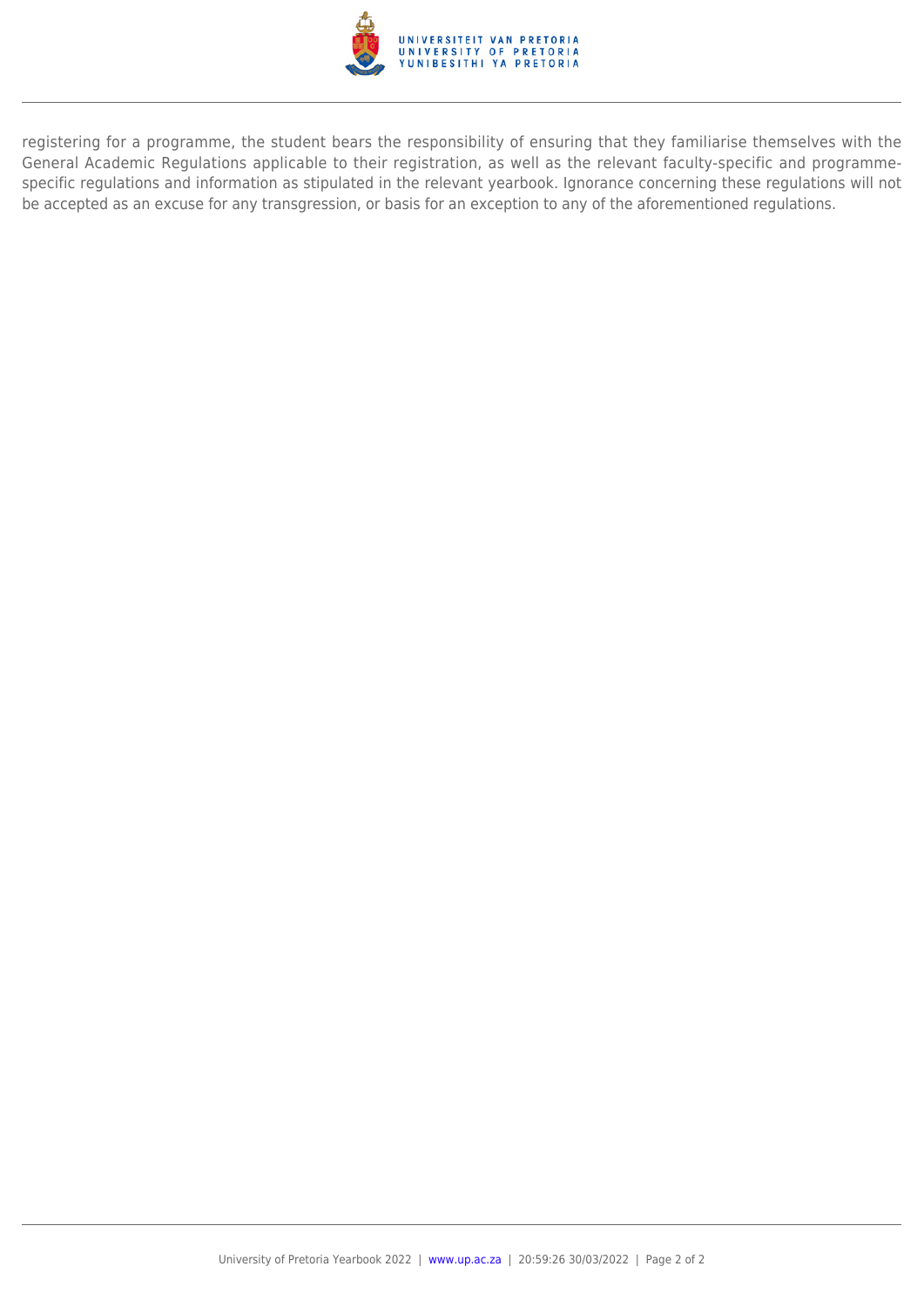registering for a programme, the student bears the responsibility of ensuring that they familiarise themselves with the General Academic Regulations applicable to their registration, as well as the relevant faculty-specific and programme-specific regulations and information as stipulated in the relevant yearbook. Ignorance concerning these regulations will not be accepted as an excuse for any transgression, or basis for an exception to any of the aforementioned regulations.